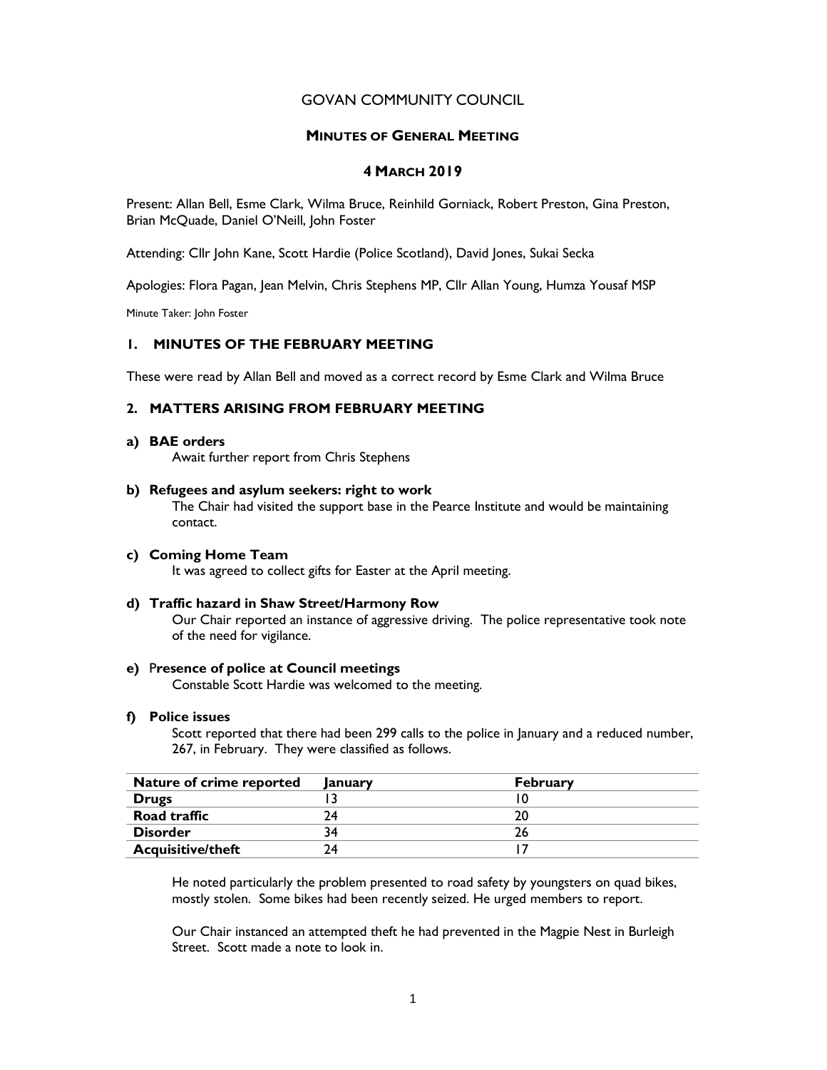# GOVAN COMMUNITY COUNCIL

## MINUTES OF GENERAL MEETING

## 4 MARCH 2019

Present: Allan Bell, Esme Clark, Wilma Bruce, Reinhild Gorniack, Robert Preston, Gina Preston, Brian McQuade, Daniel O'Neill, John Foster

Attending: Cllr John Kane, Scott Hardie (Police Scotland), David Jones, Sukai Secka

Apologies: Flora Pagan, Jean Melvin, Chris Stephens MP, Cllr Allan Young, Humza Yousaf MSP

Minute Taker: John Foster

### 1. MINUTES OF THE FEBRUARY MEETING

These were read by Allan Bell and moved as a correct record by Esme Clark and Wilma Bruce

### 2. MATTERS ARISING FROM FEBRUARY MEETING

**a) BAE orders**

Await further report from Chris Stephens

**b) Refugees and asylum seekers: right to work**

The Chair had visited the support base in the Pearce Institute and would be maintaining contact.

**c) Coming Home Team**

It was agreed to collect gifts for Easter at the April meeting.

**d) Traffic hazard in Shaw Street/Harmony Row**

Our Chair reported an instance of aggressive driving. The police representative took note of the need for vigilance.

**e) Presence of police at Council meetings**

Constable Scott Hardie was welcomed to the meeting.

**f) Police issues**

Scott reported that there had been 299 calls to the police in January and a reduced number, 267, in February. They were classified as follows.

| Nature of crime reported | January | February |
|---|---|---|
| **Drugs** | 13 | 10 |
| **Road traffic** | 24 | 20 |
| **Disorder** | 34 | 26 |
| **Acquisitive/theft** | 24 | 17 |

He noted particularly the problem presented to road safety by youngsters on quad bikes, mostly stolen. Some bikes had been recently seized. He urged members to report.

Our Chair instanced an attempted theft he had prevented in the Magpie Nest in Burleigh Street. Scott made a note to look in.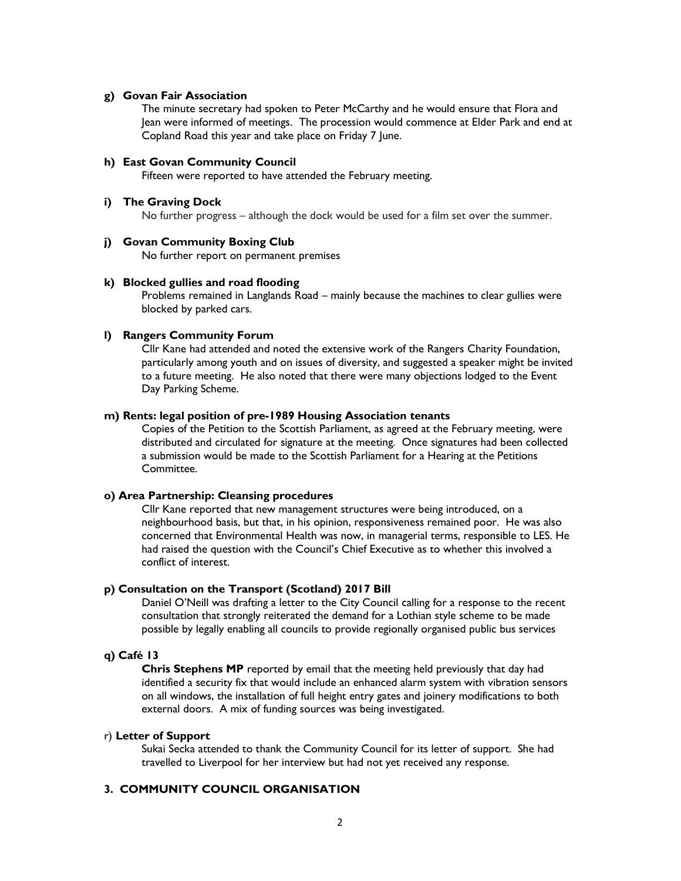**g) Govan Fair Association**

The minute secretary had spoken to Peter McCarthy and he would ensure that Flora and Jean were informed of meetings. The procession would commence at Elder Park and end at Copland Road this year and take place on Friday 7 June.

**h) East Govan Community Council**

Fifteen were reported to have attended the February meeting.

**i) The Graving Dock**

No further progress – although the dock would be used for a film set over the summer.

**j) Govan Community Boxing Club**

No further report on permanent premises

**k) Blocked gullies and road flooding**

Problems remained in Langlands Road – mainly because the machines to clear gullies were blocked by parked cars.

**l) Rangers Community Forum**

Cllr Kane had attended and noted the extensive work of the Rangers Charity Foundation, particularly among youth and on issues of diversity, and suggested a speaker might be invited to a future meeting. He also noted that there were many objections lodged to the Event Day Parking Scheme.

**m) Rents: legal position of pre-1989 Housing Association tenants**

Copies of the Petition to the Scottish Parliament, as agreed at the February meeting, were distributed and circulated for signature at the meeting. Once signatures had been collected a submission would be made to the Scottish Parliament for a Hearing at the Petitions Committee.

**o) Area Partnership: Cleansing procedures**

Cllr Kane reported that new management structures were being introduced, on a neighbourhood basis, but that, in his opinion, responsiveness remained poor. He was also concerned that Environmental Health was now, in managerial terms, responsible to LES. He had raised the question with the Council's Chief Executive as to whether this involved a conflict of interest.

**p) Consultation on the Transport (Scotland) 2017 Bill**

Daniel O'Neill was drafting a letter to the City Council calling for a response to the recent consultation that strongly reiterated the demand for a Lothian style scheme to be made possible by legally enabling all councils to provide regionally organised public bus services

**q) Café 13**

**Chris Stephens MP** reported by email that the meeting held previously that day had identified a security fix that would include an enhanced alarm system with vibration sensors on all windows, the installation of full height entry gates and joinery modifications to both external doors. A mix of funding sources was being investigated.

r) **Letter of Support**

Sukai Secka attended to thank the Community Council for its letter of support. She had travelled to Liverpool for her interview but had not yet received any response.

## 3. COMMUNITY COUNCIL ORGANISATION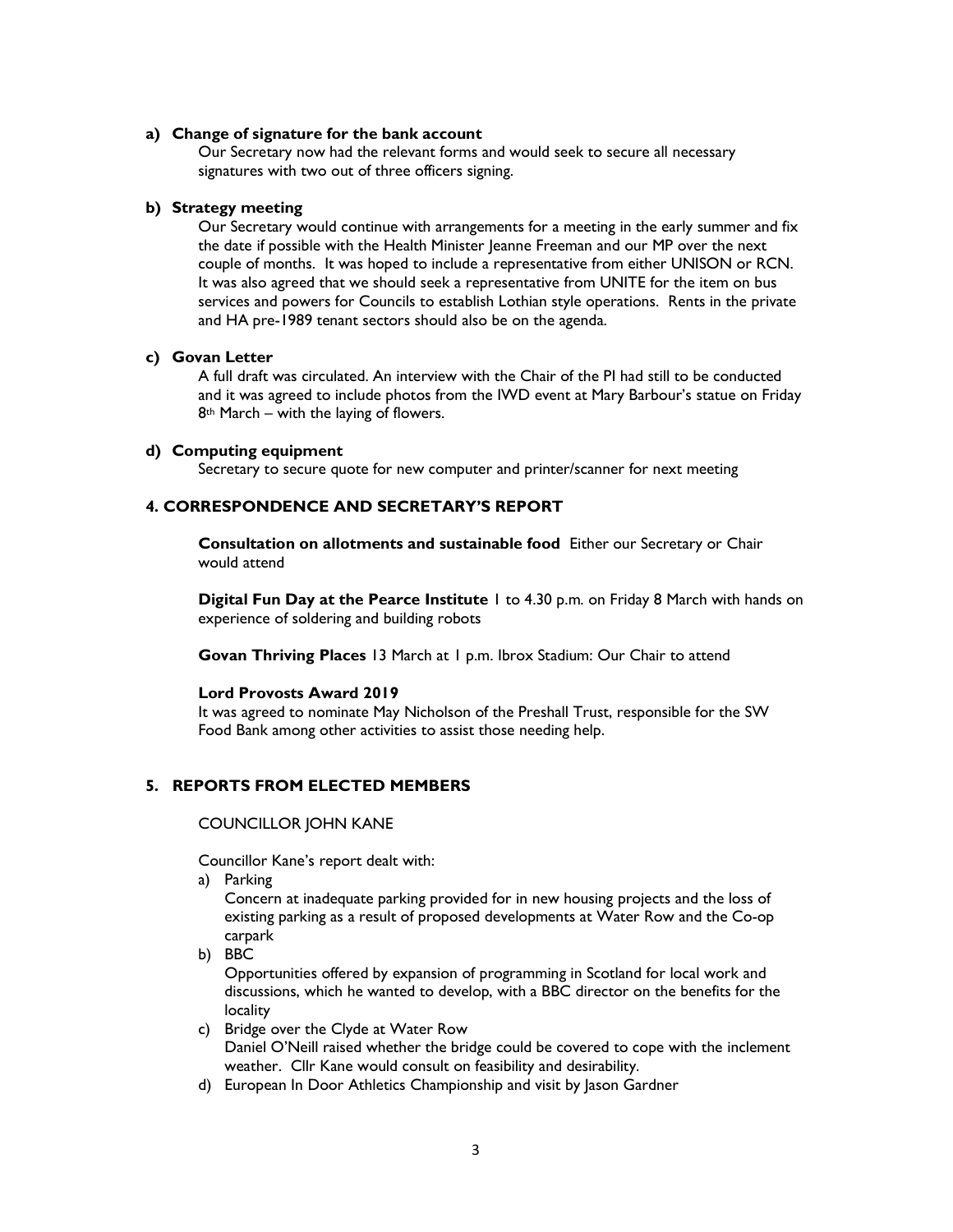**a) Change of signature for the bank account**

Our Secretary now had the relevant forms and would seek to secure all necessary signatures with two out of three officers signing.

**b) Strategy meeting**

Our Secretary would continue with arrangements for a meeting in the early summer and fix the date if possible with the Health Minister Jeanne Freeman and our MP over the next couple of months. It was hoped to include a representative from either UNISON or RCN. It was also agreed that we should seek a representative from UNITE for the item on bus services and powers for Councils to establish Lothian style operations. Rents in the private and HA pre-1989 tenant sectors should also be on the agenda.

**c) Govan Letter**

A full draft was circulated. An interview with the Chair of the PI had still to be conducted and it was agreed to include photos from the IWD event at Mary Barbour's statue on Friday 8th March – with the laying of flowers.

**d) Computing equipment**

Secretary to secure quote for new computer and printer/scanner for next meeting

## 4. CORRESPONDENCE AND SECRETARY'S REPORT

**Consultation on allotments and sustainable food** Either our Secretary or Chair would attend

**Digital Fun Day at the Pearce Institute** 1 to 4.30 p.m. on Friday 8 March with hands on experience of soldering and building robots

**Govan Thriving Places** 13 March at 1 p.m. Ibrox Stadium: Our Chair to attend

**Lord Provosts Award 2019**

It was agreed to nominate May Nicholson of the Preshall Trust, responsible for the SW Food Bank among other activities to assist those needing help.

## 5. REPORTS FROM ELECTED MEMBERS

COUNCILLOR JOHN KANE

Councillor Kane's report dealt with:

a) Parking
   Concern at inadequate parking provided for in new housing projects and the loss of existing parking as a result of proposed developments at Water Row and the Co-op carpark
b) BBC
   Opportunities offered by expansion of programming in Scotland for local work and discussions, which he wanted to develop, with a BBC director on the benefits for the locality
c) Bridge over the Clyde at Water Row
   Daniel O'Neill raised whether the bridge could be covered to cope with the inclement weather. Cllr Kane would consult on feasibility and desirability.
d) European In Door Athletics Championship and visit by Jason Gardner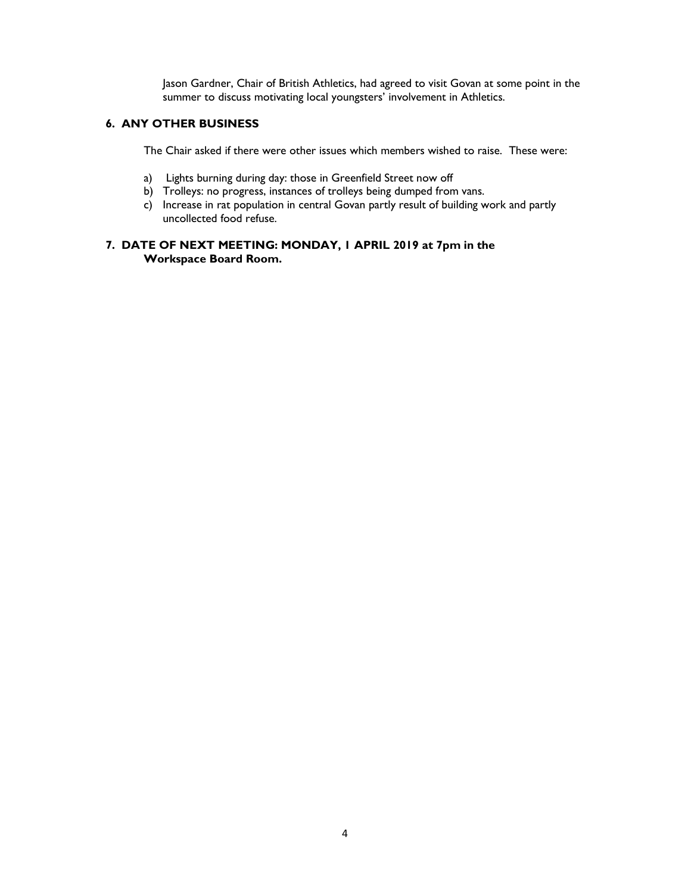Jason Gardner, Chair of British Athletics, had agreed to visit Govan at some point in the summer to discuss motivating local youngsters' involvement in Athletics.

## 6. ANY OTHER BUSINESS

The Chair asked if there were other issues which members wished to raise. These were:

a) Lights burning during day: those in Greenfield Street now off
b) Trolleys: no progress, instances of trolleys being dumped from vans.
c) Increase in rat population in central Govan partly result of building work and partly uncollected food refuse.

## 7. DATE OF NEXT MEETING: MONDAY, 1 APRIL 2019 at 7pm in the Workspace Board Room.